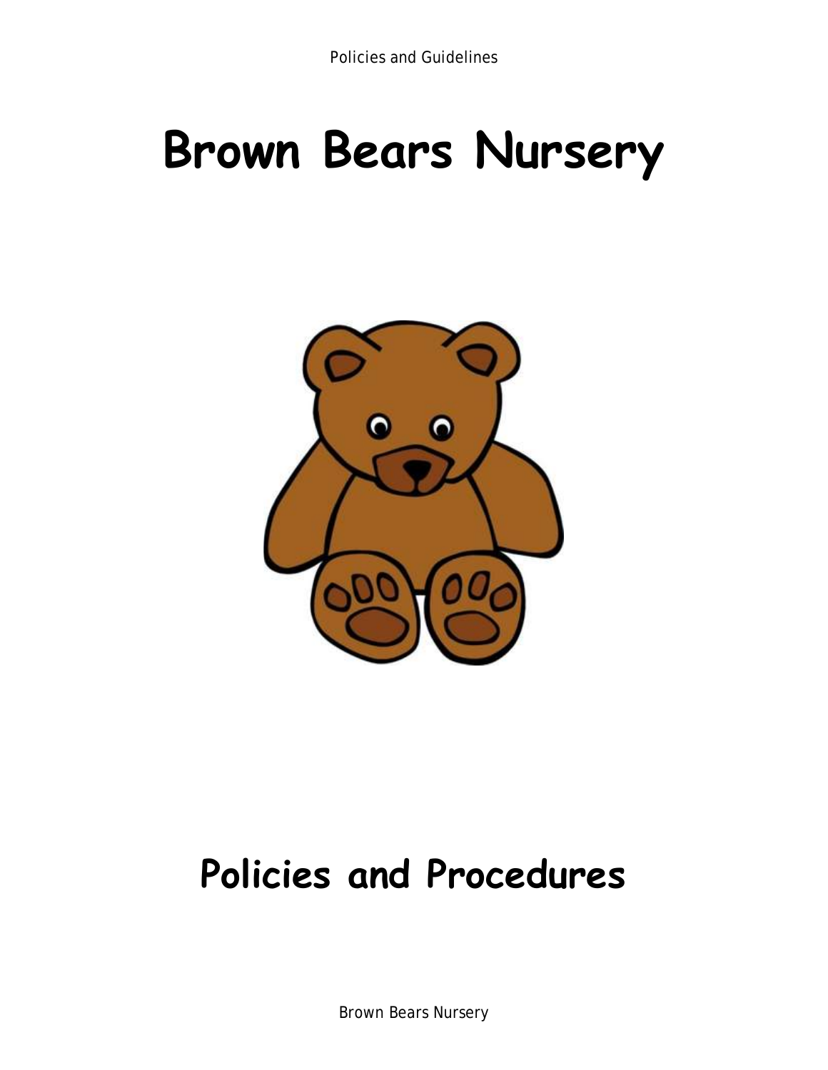# Brown Bears Nursery

## Policies and Procedures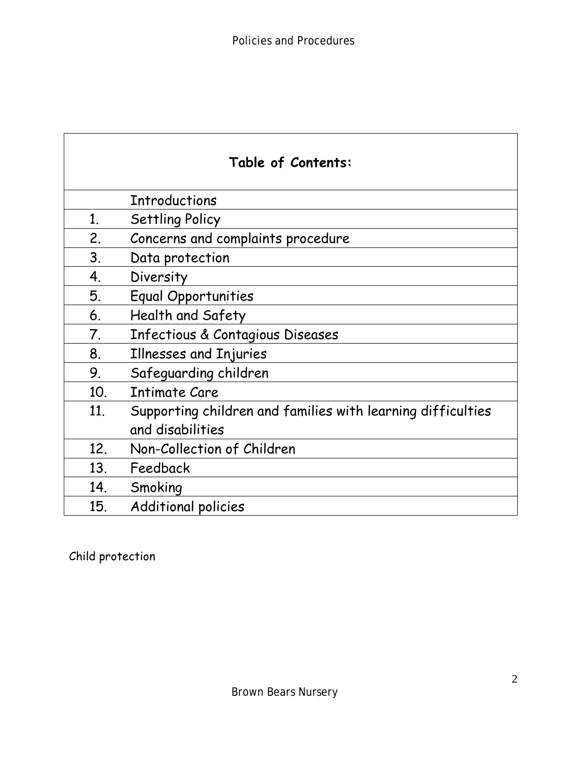| Table of Contents: | |
|---|---|
| | Introductions |
| 1. | Settling Policy |
| 2. | Concerns and complaints procedure |
| 3. | Data protection |
| 4. | Diversity |
| 5. | Equal Opportunities |
| 6. | Health and Safety |
| 7. | Infectious & Contagious Diseases |
| 8. | Illnesses and Injuries |
| 9. | Safeguarding children |
| 10. | Intimate Care |
| 11. | Supporting children and families with learning difficulties and disabilities |
| 12. | Non-Collection of Children |
| 13. | Feedback |
| 14. | Smoking |
| 15. | Additional policies |

Child protection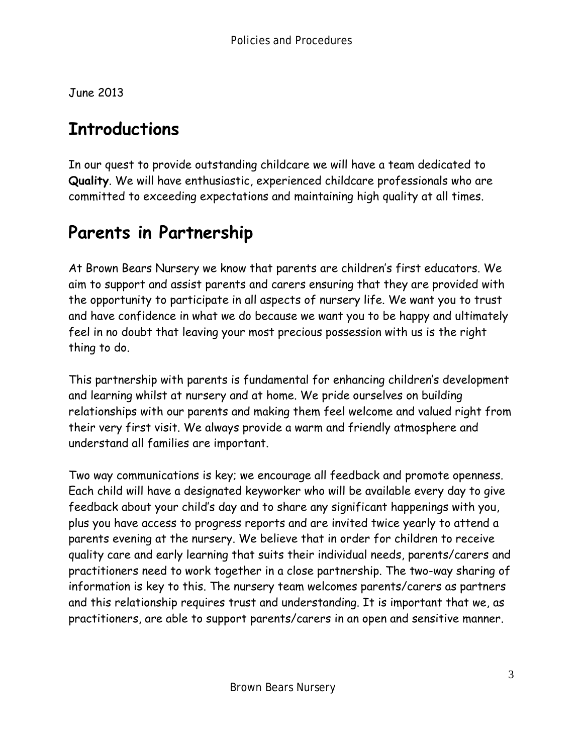June 2013

## Introductions

In our quest to provide outstanding childcare we will have a team dedicated to **Quality**. We will have enthusiastic, experienced childcare professionals who are committed to exceeding expectations and maintaining high quality at all times.

## Parents in Partnership

At Brown Bears Nursery we know that parents are children's first educators. We aim to support and assist parents and carers ensuring that they are provided with the opportunity to participate in all aspects of nursery life. We want you to trust and have confidence in what we do because we want you to be happy and ultimately feel in no doubt that leaving your most precious possession with us is the right thing to do.

This partnership with parents is fundamental for enhancing children's development and learning whilst at nursery and at home. We pride ourselves on building relationships with our parents and making them feel welcome and valued right from their very first visit. We always provide a warm and friendly atmosphere and understand all families are important.

Two way communications is key; we encourage all feedback and promote openness. Each child will have a designated keyworker who will be available every day to give feedback about your child's day and to share any significant happenings with you, plus you have access to progress reports and are invited twice yearly to attend a parents evening at the nursery. We believe that in order for children to receive quality care and early learning that suits their individual needs, parents/carers and practitioners need to work together in a close partnership. The two-way sharing of information is key to this. The nursery team welcomes parents/carers as partners and this relationship requires trust and understanding. It is important that we, as practitioners, are able to support parents/carers in an open and sensitive manner.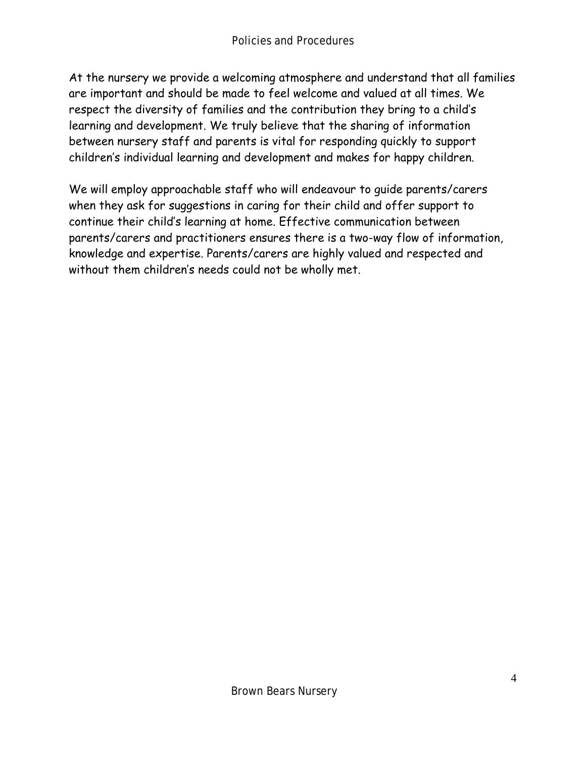At the nursery we provide a welcoming atmosphere and understand that all families are important and should be made to feel welcome and valued at all times. We respect the diversity of families and the contribution they bring to a child's learning and development. We truly believe that the sharing of information between nursery staff and parents is vital for responding quickly to support children's individual learning and development and makes for happy children.

We will employ approachable staff who will endeavour to guide parents/carers when they ask for suggestions in caring for their child and offer support to continue their child's learning at home. Effective communication between parents/carers and practitioners ensures there is a two-way flow of information, knowledge and expertise. Parents/carers are highly valued and respected and without them children's needs could not be wholly met.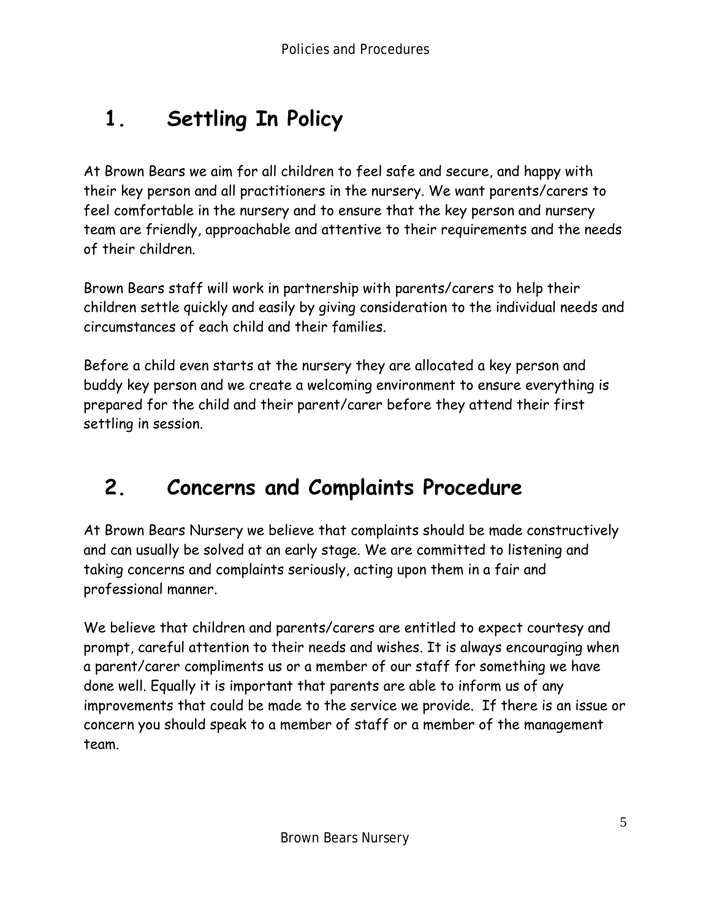# 1. Settling In Policy

At Brown Bears we aim for all children to feel safe and secure, and happy with their key person and all practitioners in the nursery. We want parents/carers to feel comfortable in the nursery and to ensure that the key person and nursery team are friendly, approachable and attentive to their requirements and the needs of their children.

Brown Bears staff will work in partnership with parents/carers to help their children settle quickly and easily by giving consideration to the individual needs and circumstances of each child and their families.

Before a child even starts at the nursery they are allocated a key person and buddy key person and we create a welcoming environment to ensure everything is prepared for the child and their parent/carer before they attend their first settling in session.

# 2. Concerns and Complaints Procedure

At Brown Bears Nursery we believe that complaints should be made constructively and can usually be solved at an early stage. We are committed to listening and taking concerns and complaints seriously, acting upon them in a fair and professional manner.

We believe that children and parents/carers are entitled to expect courtesy and prompt, careful attention to their needs and wishes. It is always encouraging when a parent/carer compliments us or a member of our staff for something we have done well. Equally it is important that parents are able to inform us of any improvements that could be made to the service we provide. If there is an issue or concern you should speak to a member of staff or a member of the management team.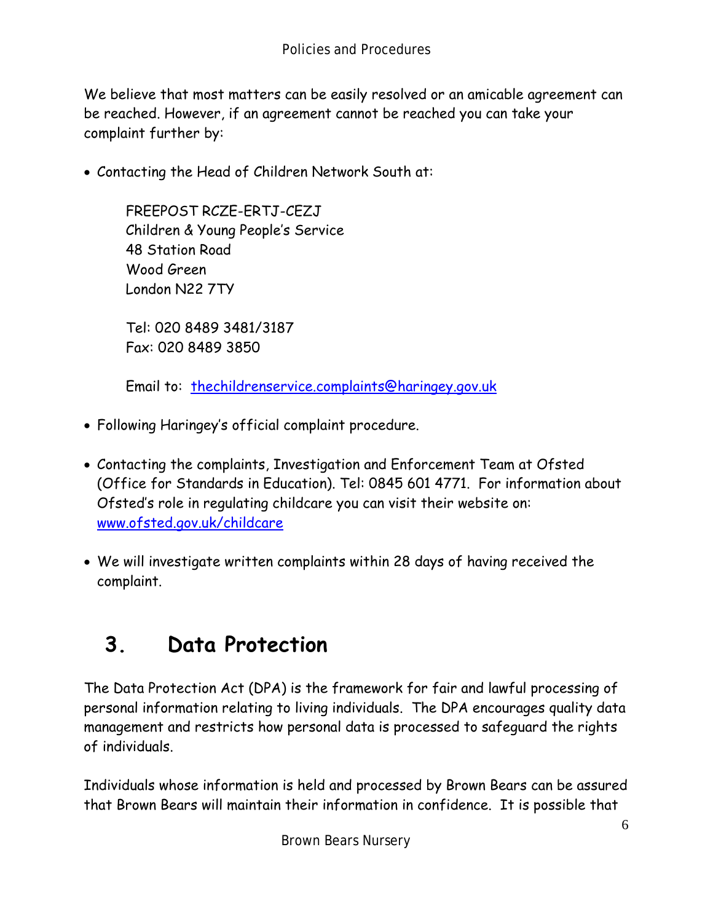We believe that most matters can be easily resolved or an amicable agreement can be reached. However, if an agreement cannot be reached you can take your complaint further by:

- Contacting the Head of Children Network South at:

  FREEPOST RCZE-ERTJ-CEZJ
  Children & Young People's Service
  48 Station Road
  Wood Green
  London N22 7TY

  Tel: 020 8489 3481/3187
  Fax: 020 8489 3850

  Email to: thechildrenservice.complaints@haringey.gov.uk

- Following Haringey's official complaint procedure.

- Contacting the complaints, Investigation and Enforcement Team at Ofsted (Office for Standards in Education). Tel: 0845 601 4771. For information about Ofsted's role in regulating childcare you can visit their website on: www.ofsted.gov.uk/childcare

- We will investigate written complaints within 28 days of having received the complaint.

## 3. Data Protection

The Data Protection Act (DPA) is the framework for fair and lawful processing of personal information relating to living individuals. The DPA encourages quality data management and restricts how personal data is processed to safeguard the rights of individuals.

Individuals whose information is held and processed by Brown Bears can be assured that Brown Bears will maintain their information in confidence. It is possible that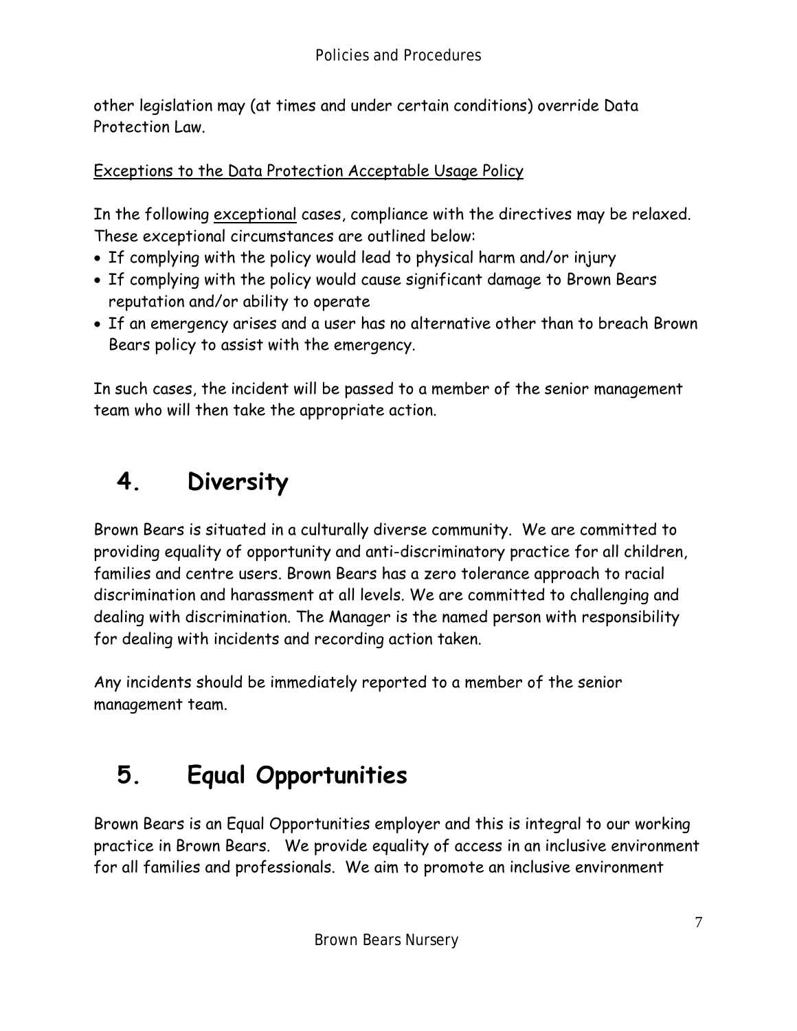other legislation may (at times and under certain conditions) override Data Protection Law.

<u>Exceptions to the Data Protection Acceptable Usage Policy</u>

In the following <u>exceptional</u> cases, compliance with the directives may be relaxed. These exceptional circumstances are outlined below:

- If complying with the policy would lead to physical harm and/or injury
- If complying with the policy would cause significant damage to Brown Bears reputation and/or ability to operate
- If an emergency arises and a user has no alternative other than to breach Brown Bears policy to assist with the emergency.

In such cases, the incident will be passed to a member of the senior management team who will then take the appropriate action.

# 4. Diversity

Brown Bears is situated in a culturally diverse community. We are committed to providing equality of opportunity and anti-discriminatory practice for all children, families and centre users. Brown Bears has a zero tolerance approach to racial discrimination and harassment at all levels. We are committed to challenging and dealing with discrimination. The Manager is the named person with responsibility for dealing with incidents and recording action taken.

Any incidents should be immediately reported to a member of the senior management team.

# 5. Equal Opportunities

Brown Bears is an Equal Opportunities employer and this is integral to our working practice in Brown Bears. We provide equality of access in an inclusive environment for all families and professionals. We aim to promote an inclusive environment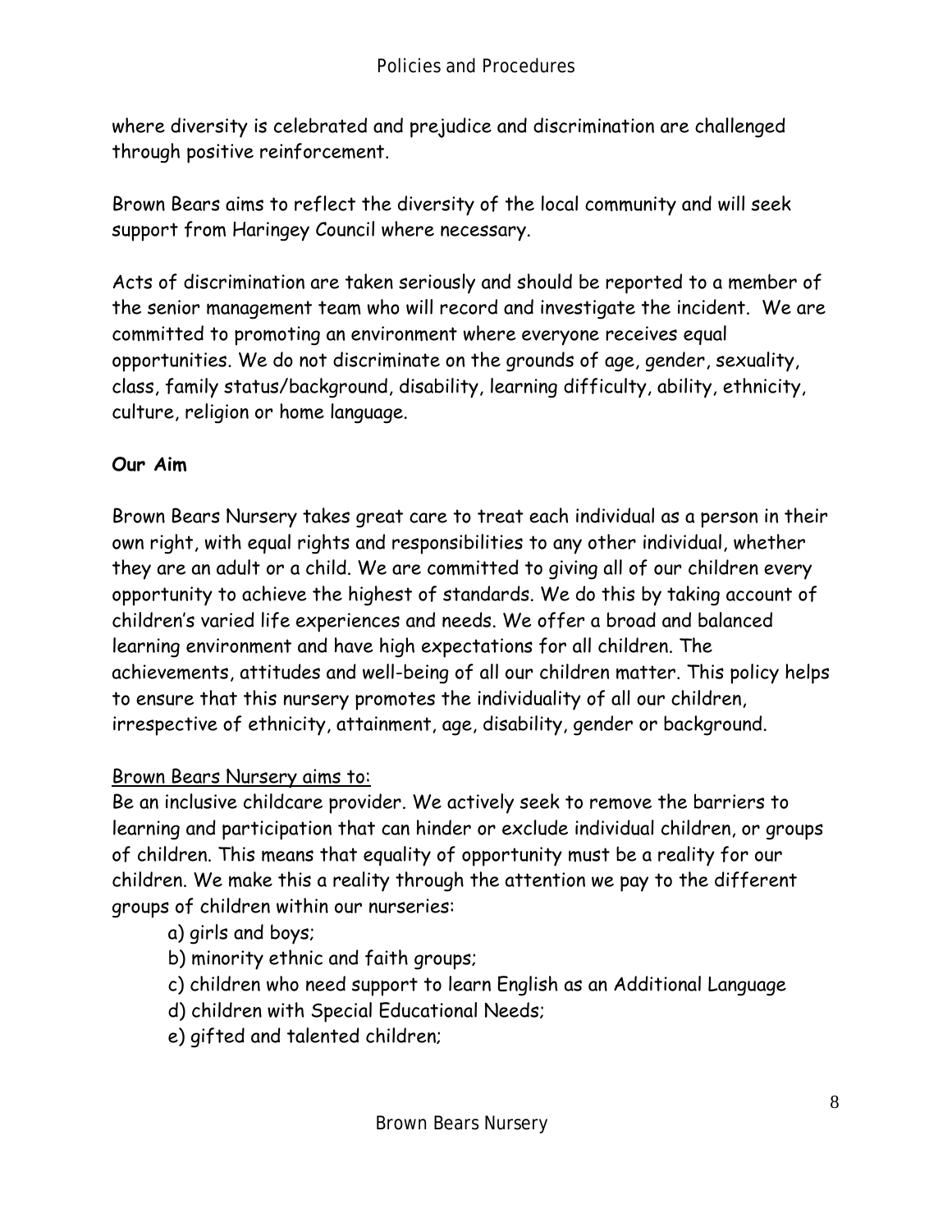where diversity is celebrated and prejudice and discrimination are challenged through positive reinforcement.

Brown Bears aims to reflect the diversity of the local community and will seek support from Haringey Council where necessary.

Acts of discrimination are taken seriously and should be reported to a member of the senior management team who will record and investigate the incident. We are committed to promoting an environment where everyone receives equal opportunities. We do not discriminate on the grounds of age, gender, sexuality, class, family status/background, disability, learning difficulty, ability, ethnicity, culture, religion or home language.

**Our Aim**

Brown Bears Nursery takes great care to treat each individual as a person in their own right, with equal rights and responsibilities to any other individual, whether they are an adult or a child. We are committed to giving all of our children every opportunity to achieve the highest of standards. We do this by taking account of children's varied life experiences and needs. We offer a broad and balanced learning environment and have high expectations for all children. The achievements, attitudes and well-being of all our children matter. This policy helps to ensure that this nursery promotes the individuality of all our children, irrespective of ethnicity, attainment, age, disability, gender or background.

<u>Brown Bears Nursery aims to:</u>

Be an inclusive childcare provider. We actively seek to remove the barriers to learning and participation that can hinder or exclude individual children, or groups of children. This means that equality of opportunity must be a reality for our children. We make this a reality through the attention we pay to the different groups of children within our nurseries:

a) girls and boys;
b) minority ethnic and faith groups;
c) children who need support to learn English as an Additional Language
d) children with Special Educational Needs;
e) gifted and talented children;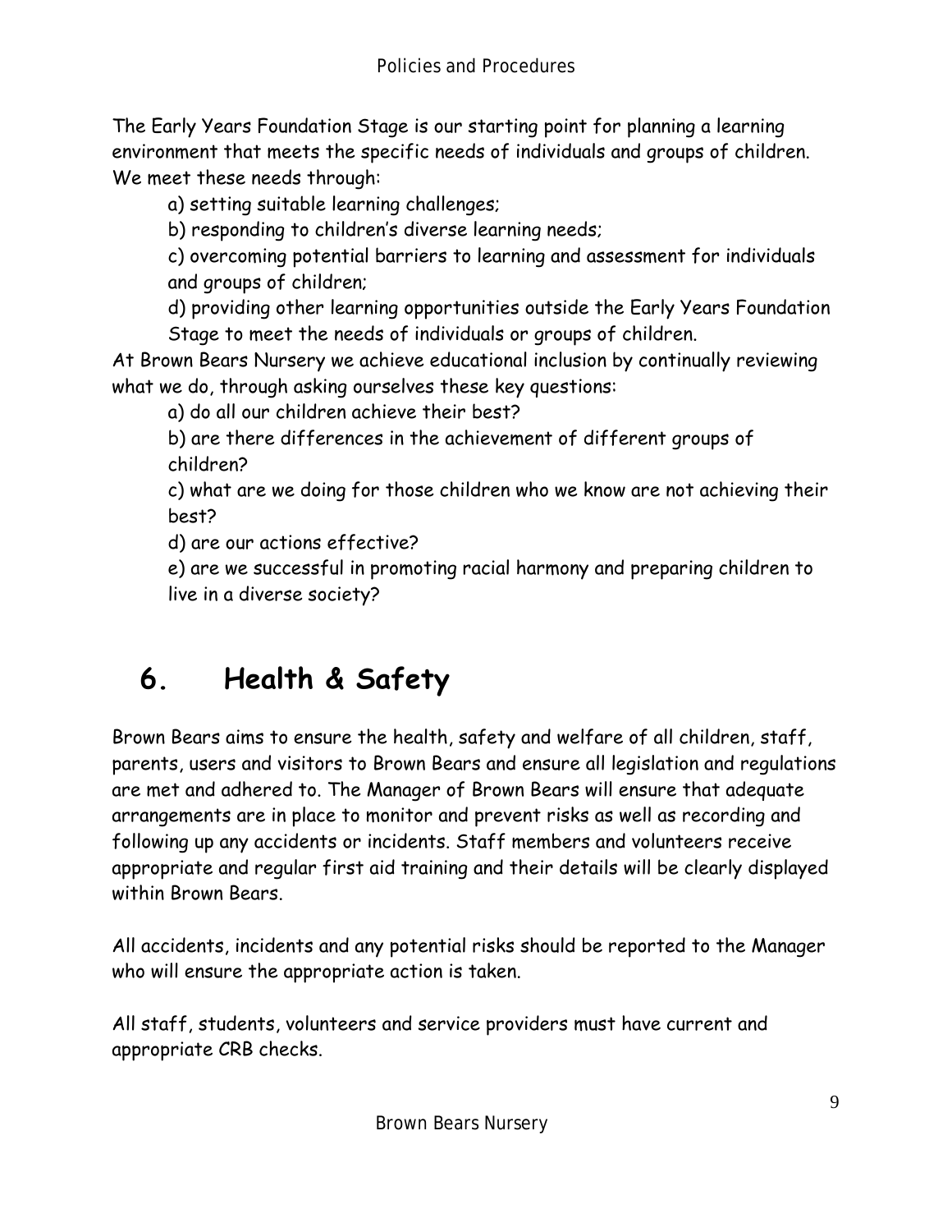The Early Years Foundation Stage is our starting point for planning a learning environment that meets the specific needs of individuals and groups of children. We meet these needs through:

a) setting suitable learning challenges;

b) responding to children's diverse learning needs;

c) overcoming potential barriers to learning and assessment for individuals and groups of children;

d) providing other learning opportunities outside the Early Years Foundation Stage to meet the needs of individuals or groups of children.

At Brown Bears Nursery we achieve educational inclusion by continually reviewing what we do, through asking ourselves these key questions:

a) do all our children achieve their best?

b) are there differences in the achievement of different groups of children?

c) what are we doing for those children who we know are not achieving their best?

d) are our actions effective?

e) are we successful in promoting racial harmony and preparing children to live in a diverse society?

# 6. Health & Safety

Brown Bears aims to ensure the health, safety and welfare of all children, staff, parents, users and visitors to Brown Bears and ensure all legislation and regulations are met and adhered to. The Manager of Brown Bears will ensure that adequate arrangements are in place to monitor and prevent risks as well as recording and following up any accidents or incidents. Staff members and volunteers receive appropriate and regular first aid training and their details will be clearly displayed within Brown Bears.

All accidents, incidents and any potential risks should be reported to the Manager who will ensure the appropriate action is taken.

All staff, students, volunteers and service providers must have current and appropriate CRB checks.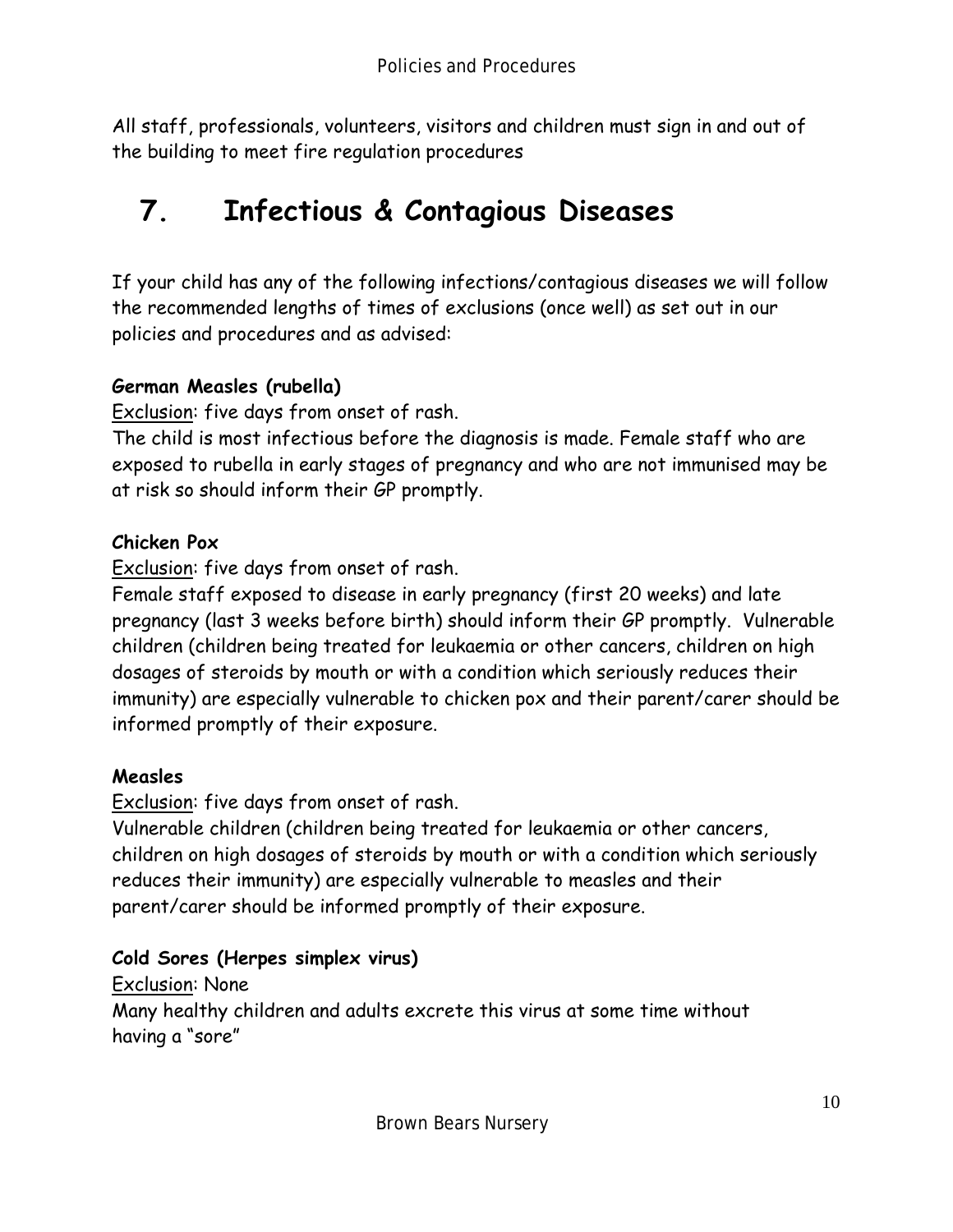All staff, professionals, volunteers, visitors and children must sign in and out of the building to meet fire regulation procedures

# 7. Infectious & Contagious Diseases

If your child has any of the following infections/contagious diseases we will follow the recommended lengths of times of exclusions (once well) as set out in our policies and procedures and as advised:

**German Measles (rubella)**

<u>Exclusion</u>: five days from onset of rash.

The child is most infectious before the diagnosis is made. Female staff who are exposed to rubella in early stages of pregnancy and who are not immunised may be at risk so should inform their GP promptly.

**Chicken Pox**

<u>Exclusion</u>: five days from onset of rash.

Female staff exposed to disease in early pregnancy (first 20 weeks) and late pregnancy (last 3 weeks before birth) should inform their GP promptly. Vulnerable children (children being treated for leukaemia or other cancers, children on high dosages of steroids by mouth or with a condition which seriously reduces their immunity) are especially vulnerable to chicken pox and their parent/carer should be informed promptly of their exposure.

**Measles**

<u>Exclusion</u>: five days from onset of rash.

Vulnerable children (children being treated for leukaemia or other cancers, children on high dosages of steroids by mouth or with a condition which seriously reduces their immunity) are especially vulnerable to measles and their parent/carer should be informed promptly of their exposure.

**Cold Sores (Herpes simplex virus)**

<u>Exclusion</u>: None

Many healthy children and adults excrete this virus at some time without having a "sore"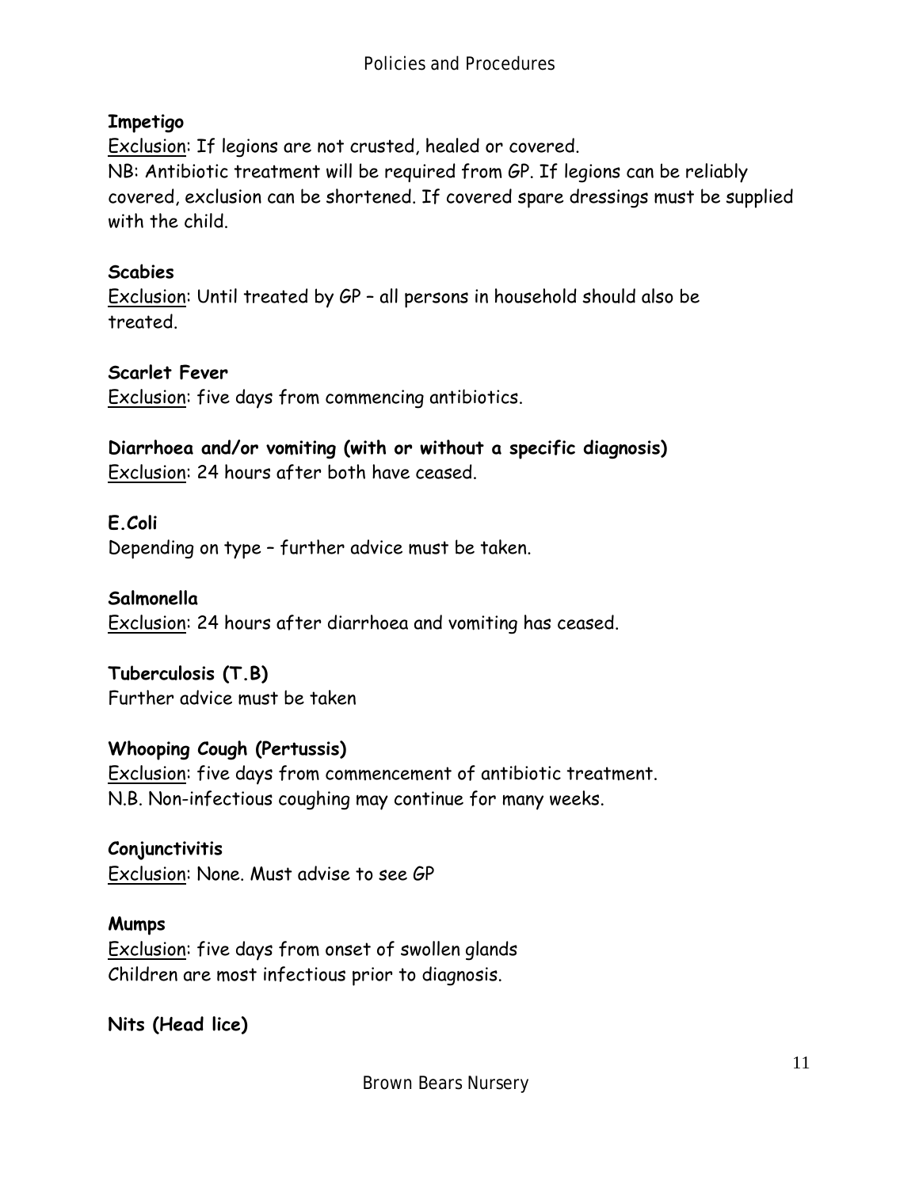**Impetigo**

Exclusion: If legions are not crusted, healed or covered.
NB: Antibiotic treatment will be required from GP. If legions can be reliably covered, exclusion can be shortened. If covered spare dressings must be supplied with the child.

**Scabies**

Exclusion: Until treated by GP – all persons in household should also be treated.

**Scarlet Fever**

Exclusion: five days from commencing antibiotics.

**Diarrhoea and/or vomiting (with or without a specific diagnosis)**

Exclusion: 24 hours after both have ceased.

**E.Coli**

Depending on type – further advice must be taken.

**Salmonella**

Exclusion: 24 hours after diarrhoea and vomiting has ceased.

**Tuberculosis (T.B)**

Further advice must be taken

**Whooping Cough (Pertussis)**

Exclusion: five days from commencement of antibiotic treatment.
N.B. Non-infectious coughing may continue for many weeks.

**Conjunctivitis**

Exclusion: None. Must advise to see GP

**Mumps**

Exclusion: five days from onset of swollen glands
Children are most infectious prior to diagnosis.

**Nits (Head lice)**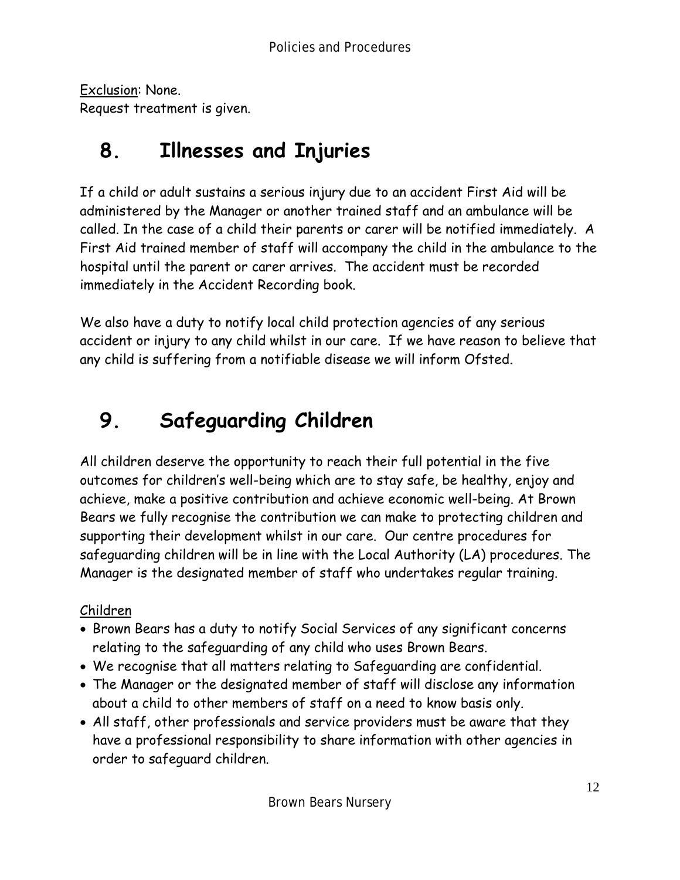Exclusion: None.
Request treatment is given.

## 8. Illnesses and Injuries

If a child or adult sustains a serious injury due to an accident First Aid will be administered by the Manager or another trained staff and an ambulance will be called. In the case of a child their parents or carer will be notified immediately. A First Aid trained member of staff will accompany the child in the ambulance to the hospital until the parent or carer arrives. The accident must be recorded immediately in the Accident Recording book.

We also have a duty to notify local child protection agencies of any serious accident or injury to any child whilst in our care. If we have reason to believe that any child is suffering from a notifiable disease we will inform Ofsted.

## 9. Safeguarding Children

All children deserve the opportunity to reach their full potential in the five outcomes for children's well-being which are to stay safe, be healthy, enjoy and achieve, make a positive contribution and achieve economic well-being. At Brown Bears we fully recognise the contribution we can make to protecting children and supporting their development whilst in our care. Our centre procedures for safeguarding children will be in line with the Local Authority (LA) procedures. The Manager is the designated member of staff who undertakes regular training.

Children

- Brown Bears has a duty to notify Social Services of any significant concerns relating to the safeguarding of any child who uses Brown Bears.
- We recognise that all matters relating to Safeguarding are confidential.
- The Manager or the designated member of staff will disclose any information about a child to other members of staff on a need to know basis only.
- All staff, other professionals and service providers must be aware that they have a professional responsibility to share information with other agencies in order to safeguard children.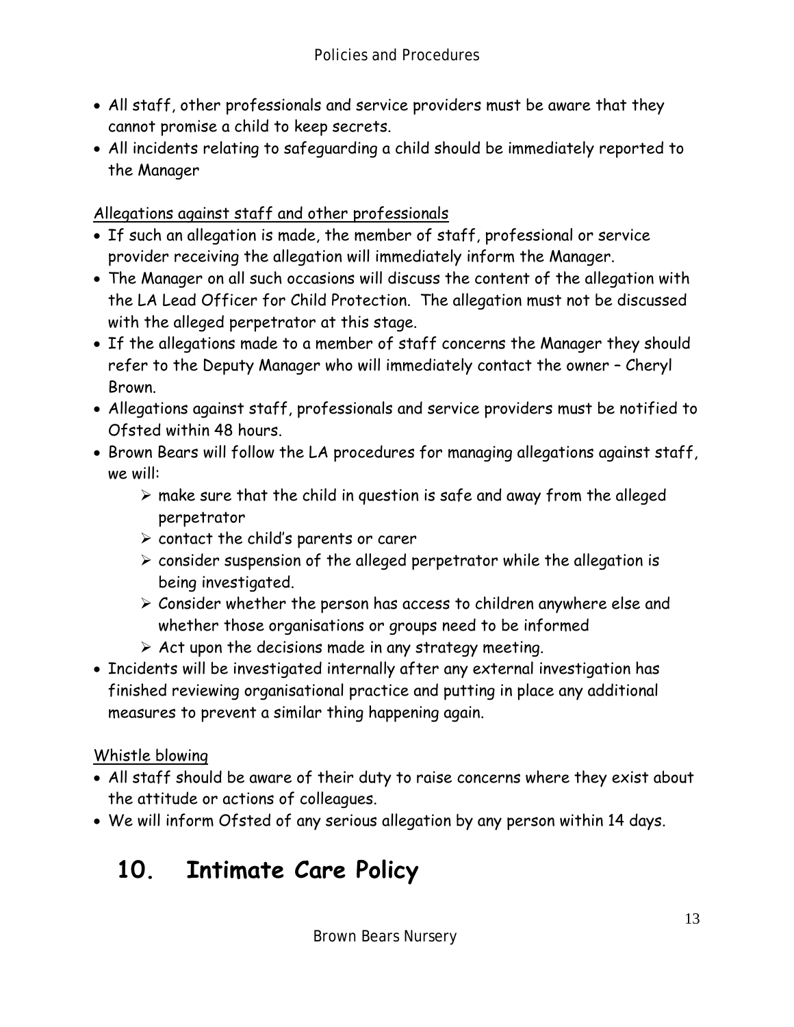- All staff, other professionals and service providers must be aware that they cannot promise a child to keep secrets.
- All incidents relating to safeguarding a child should be immediately reported to the Manager

Allegations against staff and other professionals

- If such an allegation is made, the member of staff, professional or service provider receiving the allegation will immediately inform the Manager.
- The Manager on all such occasions will discuss the content of the allegation with the LA Lead Officer for Child Protection. The allegation must not be discussed with the alleged perpetrator at this stage.
- If the allegations made to a member of staff concerns the Manager they should refer to the Deputy Manager who will immediately contact the owner – Cheryl Brown.
- Allegations against staff, professionals and service providers must be notified to Ofsted within 48 hours.
- Brown Bears will follow the LA procedures for managing allegations against staff, we will:
    - make sure that the child in question is safe and away from the alleged perpetrator
    - contact the child's parents or carer
    - consider suspension of the alleged perpetrator while the allegation is being investigated.
    - Consider whether the person has access to children anywhere else and whether those organisations or groups need to be informed
    - Act upon the decisions made in any strategy meeting.
- Incidents will be investigated internally after any external investigation has finished reviewing organisational practice and putting in place any additional measures to prevent a similar thing happening again.

Whistle blowing

- All staff should be aware of their duty to raise concerns where they exist about the attitude or actions of colleagues.
- We will inform Ofsted of any serious allegation by any person within 14 days.

# 10. Intimate Care Policy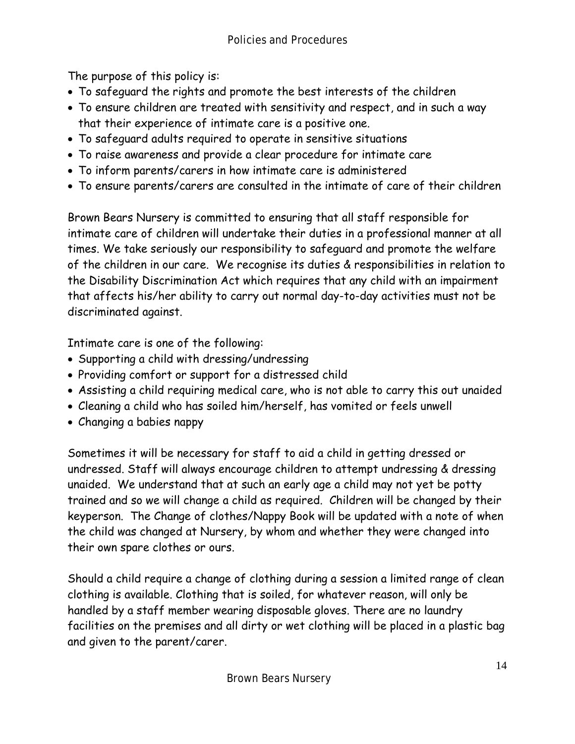The purpose of this policy is:

- To safeguard the rights and promote the best interests of the children
- To ensure children are treated with sensitivity and respect, and in such a way that their experience of intimate care is a positive one.
- To safeguard adults required to operate in sensitive situations
- To raise awareness and provide a clear procedure for intimate care
- To inform parents/carers in how intimate care is administered
- To ensure parents/carers are consulted in the intimate of care of their children

Brown Bears Nursery is committed to ensuring that all staff responsible for intimate care of children will undertake their duties in a professional manner at all times. We take seriously our responsibility to safeguard and promote the welfare of the children in our care. We recognise its duties & responsibilities in relation to the Disability Discrimination Act which requires that any child with an impairment that affects his/her ability to carry out normal day-to-day activities must not be discriminated against.

Intimate care is one of the following:

- Supporting a child with dressing/undressing
- Providing comfort or support for a distressed child
- Assisting a child requiring medical care, who is not able to carry this out unaided
- Cleaning a child who has soiled him/herself, has vomited or feels unwell
- Changing a babies nappy

Sometimes it will be necessary for staff to aid a child in getting dressed or undressed. Staff will always encourage children to attempt undressing & dressing unaided. We understand that at such an early age a child may not yet be potty trained and so we will change a child as required. Children will be changed by their keyperson. The Change of clothes/Nappy Book will be updated with a note of when the child was changed at Nursery, by whom and whether they were changed into their own spare clothes or ours.

Should a child require a change of clothing during a session a limited range of clean clothing is available. Clothing that is soiled, for whatever reason, will only be handled by a staff member wearing disposable gloves. There are no laundry facilities on the premises and all dirty or wet clothing will be placed in a plastic bag and given to the parent/carer.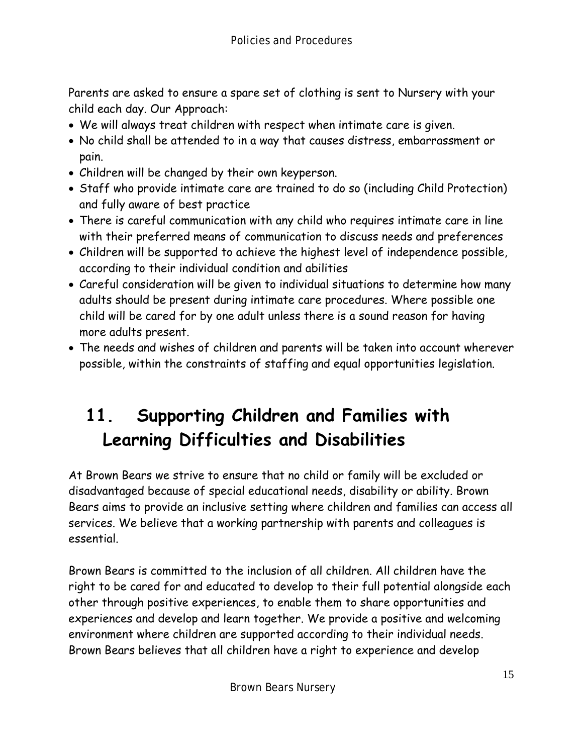Parents are asked to ensure a spare set of clothing is sent to Nursery with your child each day. Our Approach:

- We will always treat children with respect when intimate care is given.
- No child shall be attended to in a way that causes distress, embarrassment or pain.
- Children will be changed by their own keyperson.
- Staff who provide intimate care are trained to do so (including Child Protection) and fully aware of best practice
- There is careful communication with any child who requires intimate care in line with their preferred means of communication to discuss needs and preferences
- Children will be supported to achieve the highest level of independence possible, according to their individual condition and abilities
- Careful consideration will be given to individual situations to determine how many adults should be present during intimate care procedures. Where possible one child will be cared for by one adult unless there is a sound reason for having more adults present.
- The needs and wishes of children and parents will be taken into account wherever possible, within the constraints of staffing and equal opportunities legislation.

# 11. Supporting Children and Families with Learning Difficulties and Disabilities

At Brown Bears we strive to ensure that no child or family will be excluded or disadvantaged because of special educational needs, disability or ability. Brown Bears aims to provide an inclusive setting where children and families can access all services. We believe that a working partnership with parents and colleagues is essential.

Brown Bears is committed to the inclusion of all children. All children have the right to be cared for and educated to develop to their full potential alongside each other through positive experiences, to enable them to share opportunities and experiences and develop and learn together. We provide a positive and welcoming environment where children are supported according to their individual needs. Brown Bears believes that all children have a right to experience and develop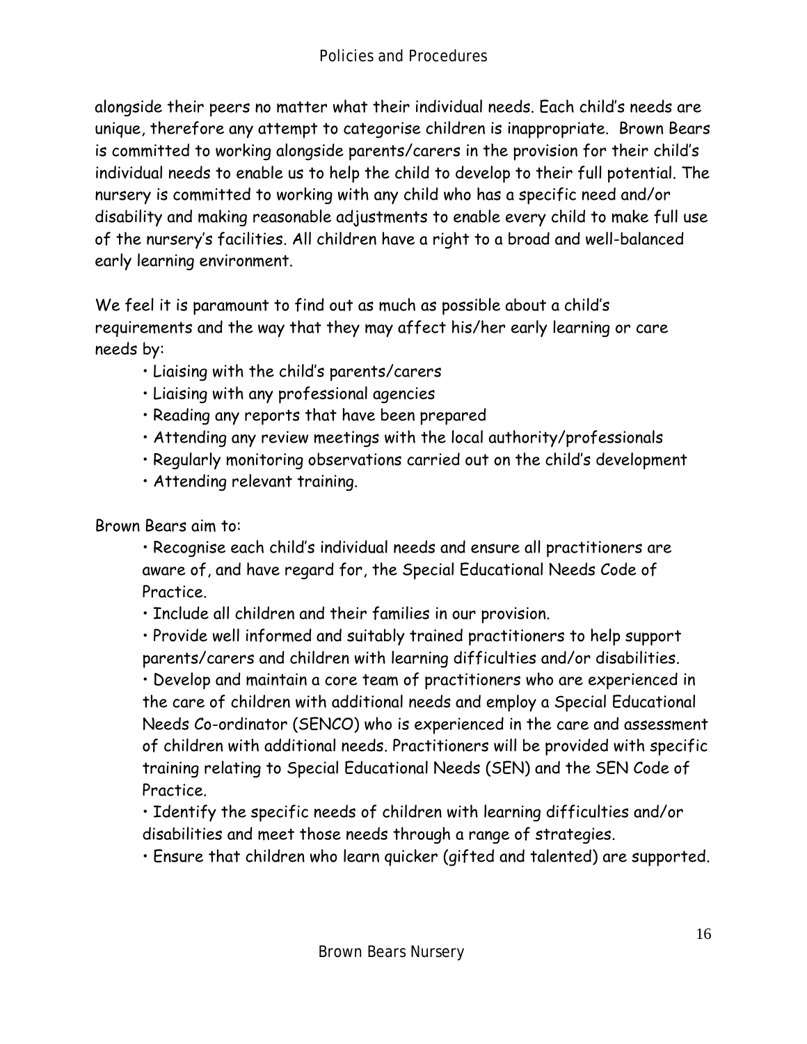alongside their peers no matter what their individual needs. Each child's needs are unique, therefore any attempt to categorise children is inappropriate. Brown Bears is committed to working alongside parents/carers in the provision for their child's individual needs to enable us to help the child to develop to their full potential. The nursery is committed to working with any child who has a specific need and/or disability and making reasonable adjustments to enable every child to make full use of the nursery's facilities. All children have a right to a broad and well-balanced early learning environment.

We feel it is paramount to find out as much as possible about a child's requirements and the way that they may affect his/her early learning or care needs by:

- Liaising with the child's parents/carers
- Liaising with any professional agencies
- Reading any reports that have been prepared
- Attending any review meetings with the local authority/professionals
- Regularly monitoring observations carried out on the child's development
- Attending relevant training.

Brown Bears aim to:

- Recognise each child's individual needs and ensure all practitioners are aware of, and have regard for, the Special Educational Needs Code of Practice.
- Include all children and their families in our provision.
- Provide well informed and suitably trained practitioners to help support parents/carers and children with learning difficulties and/or disabilities.
- Develop and maintain a core team of practitioners who are experienced in the care of children with additional needs and employ a Special Educational Needs Co-ordinator (SENCO) who is experienced in the care and assessment of children with additional needs. Practitioners will be provided with specific training relating to Special Educational Needs (SEN) and the SEN Code of Practice.
- Identify the specific needs of children with learning difficulties and/or disabilities and meet those needs through a range of strategies.
- Ensure that children who learn quicker (gifted and talented) are supported.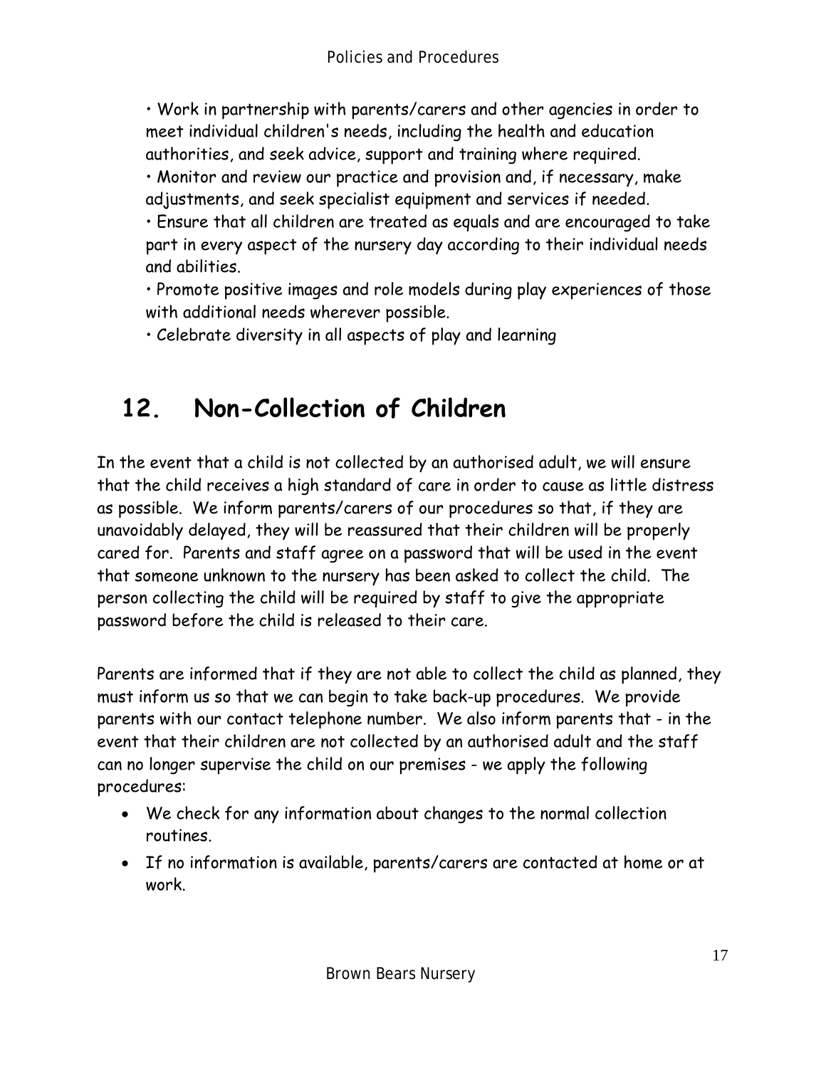• Work in partnership with parents/carers and other agencies in order to meet individual children's needs, including the health and education authorities, and seek advice, support and training where required.
• Monitor and review our practice and provision and, if necessary, make adjustments, and seek specialist equipment and services if needed.
• Ensure that all children are treated as equals and are encouraged to take part in every aspect of the nursery day according to their individual needs and abilities.
• Promote positive images and role models during play experiences of those with additional needs wherever possible.
• Celebrate diversity in all aspects of play and learning

# 12. Non-Collection of Children

In the event that a child is not collected by an authorised adult, we will ensure that the child receives a high standard of care in order to cause as little distress as possible. We inform parents/carers of our procedures so that, if they are unavoidably delayed, they will be reassured that their children will be properly cared for. Parents and staff agree on a password that will be used in the event that someone unknown to the nursery has been asked to collect the child. The person collecting the child will be required by staff to give the appropriate password before the child is released to their care.

Parents are informed that if they are not able to collect the child as planned, they must inform us so that we can begin to take back-up procedures. We provide parents with our contact telephone number. We also inform parents that - in the event that their children are not collected by an authorised adult and the staff can no longer supervise the child on our premises - we apply the following procedures:

- We check for any information about changes to the normal collection routines.
- If no information is available, parents/carers are contacted at home or at work.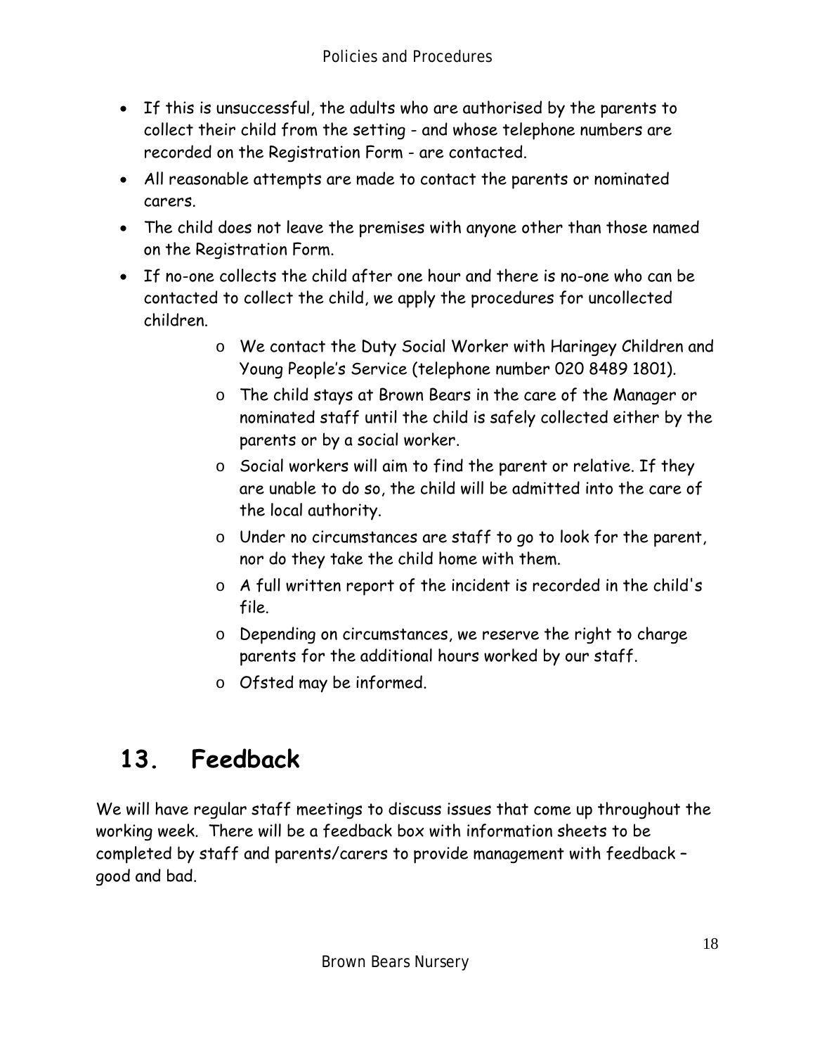- If this is unsuccessful, the adults who are authorised by the parents to collect their child from the setting - and whose telephone numbers are recorded on the Registration Form - are contacted.
- All reasonable attempts are made to contact the parents or nominated carers.
- The child does not leave the premises with anyone other than those named on the Registration Form.
- If no-one collects the child after one hour and there is no-one who can be contacted to collect the child, we apply the procedures for uncollected children.
    - We contact the Duty Social Worker with Haringey Children and Young People's Service (telephone number 020 8489 1801).
    - The child stays at Brown Bears in the care of the Manager or nominated staff until the child is safely collected either by the parents or by a social worker.
    - Social workers will aim to find the parent or relative. If they are unable to do so, the child will be admitted into the care of the local authority.
    - Under no circumstances are staff to go to look for the parent, nor do they take the child home with them.
    - A full written report of the incident is recorded in the child's file.
    - Depending on circumstances, we reserve the right to charge parents for the additional hours worked by our staff.
    - Ofsted may be informed.

# 13. Feedback

We will have regular staff meetings to discuss issues that come up throughout the working week. There will be a feedback box with information sheets to be completed by staff and parents/carers to provide management with feedback – good and bad.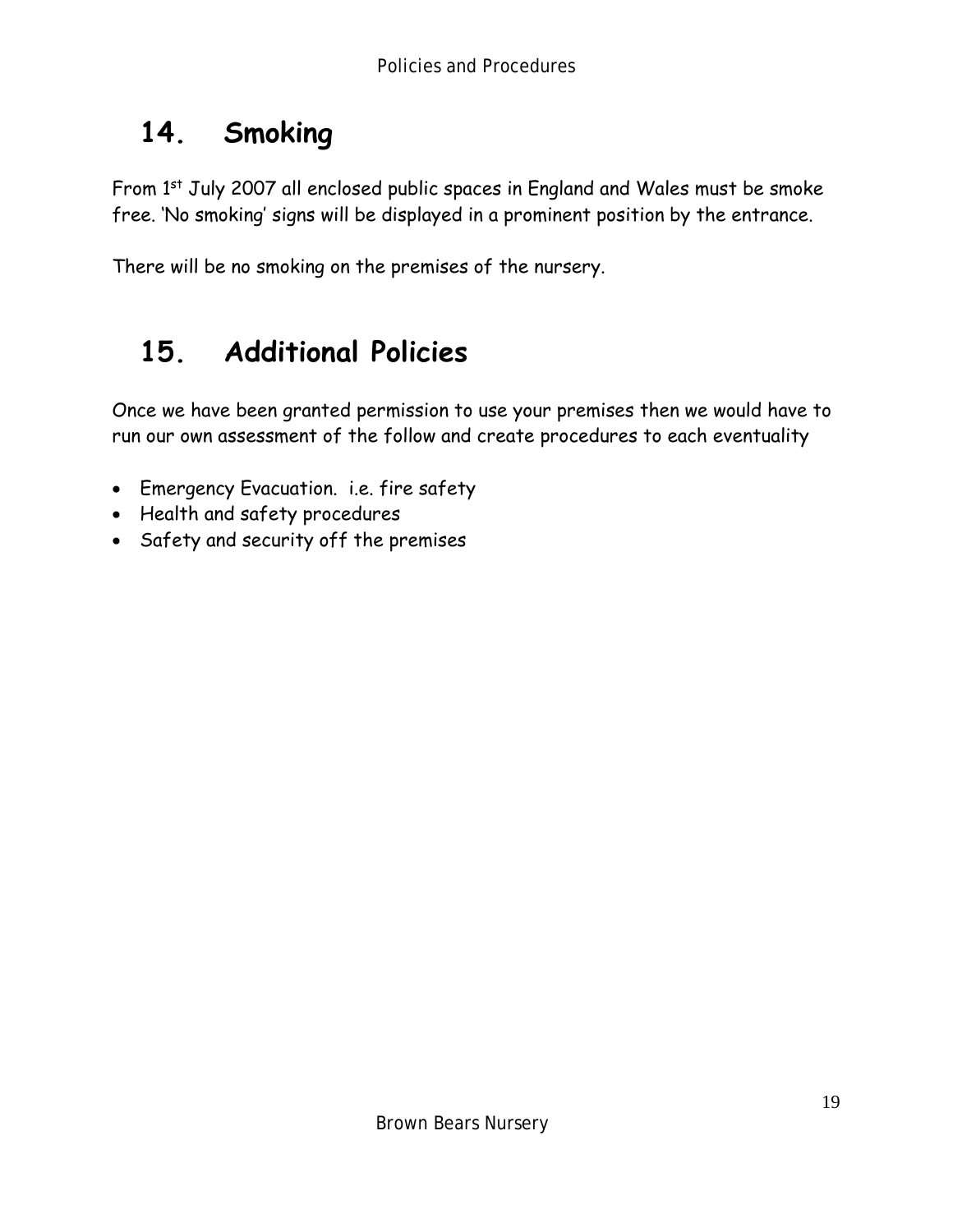## 14. Smoking

From 1st July 2007 all enclosed public spaces in England and Wales must be smoke free. 'No smoking' signs will be displayed in a prominent position by the entrance.

There will be no smoking on the premises of the nursery.

## 15. Additional Policies

Once we have been granted permission to use your premises then we would have to run our own assessment of the follow and create procedures to each eventuality

- Emergency Evacuation. i.e. fire safety
- Health and safety procedures
- Safety and security off the premises